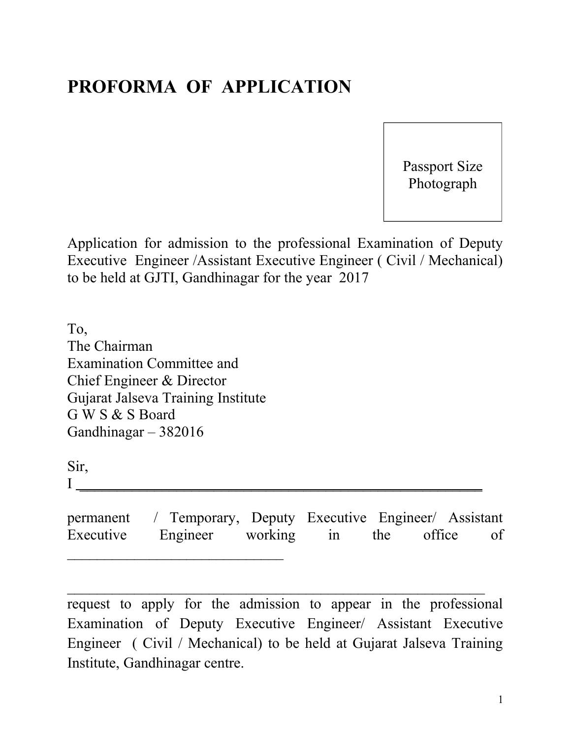# PROFORMA OF APPLICATION

Passport Size Photograph

Application for admission to the professional Examination of Deputy Executive Engineer /Assistant Executive Engineer ( Civil / Mechanical) to be held at GJTI, Gandhinagar for the year 2017

To,
The Chairman
Examination Committee and
Chief Engineer & Director
Gujarat Jalseva Training Institute
G W S & S Board
Gandhinagar – 382016

Sir,
I ____________________________________________________

permanent / Temporary, Deputy Executive Engineer/ Assistant Executive Engineer working in the office of ______________________________

____________________________________________________________

request to apply for the admission to appear in the professional Examination of Deputy Executive Engineer/ Assistant Executive Engineer ( Civil / Mechanical) to be held at Gujarat Jalseva Training Institute, Gandhinagar centre.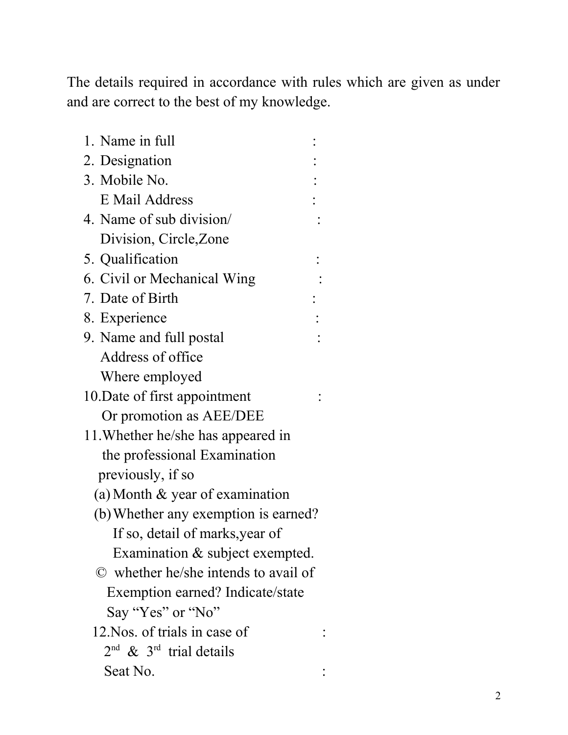The details required in accordance with rules which are given as under and are correct to the best of my knowledge.

1. Name in full :
2. Designation :
3. Mobile No. :
   E Mail Address :
4. Name of sub division/ :
   Division, Circle,Zone
5. Qualification :
6. Civil or Mechanical Wing :
7. Date of Birth :
8. Experience :
9. Name and full postal :
   Address of office
   Where employed
10. Date of first appointment :
    Or promotion as AEE/DEE
11. Whether he/she has appeared in the professional Examination previously, if so
    (a) Month & year of examination
    (b) Whether any exemption is earned? If so, detail of marks,year of Examination & subject exempted.
    © whether he/she intends to avail of Exemption earned? Indicate/state Say "Yes" or "No"
12. Nos. of trials in case of :
    2nd & 3rd trial details
    Seat No. :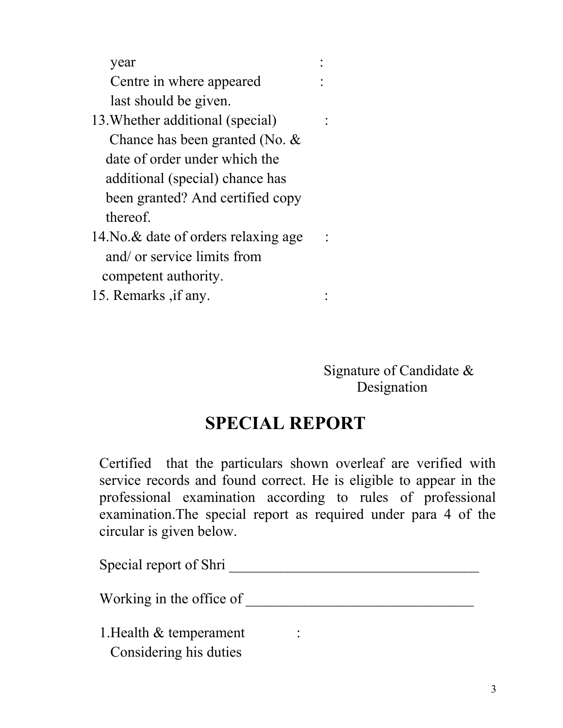year :
Centre in where appeared :
last should be given.

13. Whether additional (special) Chance has been granted (No. & date of order under which the additional (special) chance has been granted? And certified copy thereof. :

14. No.& date of orders relaxing age and/ or service limits from competent authority. :

15. Remarks ,if any. :

Signature of Candidate &
Designation

# SPECIAL REPORT

Certified that the particulars shown overleaf are verified with service records and found correct. He is eligible to appear in the professional examination according to rules of professional examination.The special report as required under para 4 of the circular is given below.

Special report of Shri ___________________________________

Working in the office of ________________________________

1. Health & temperament Considering his duties :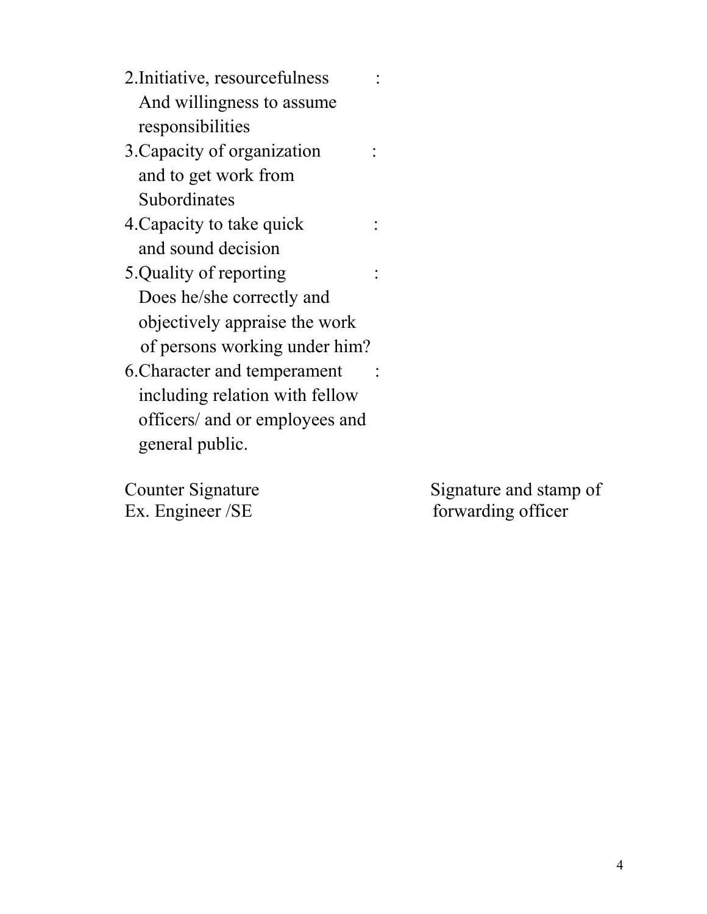2. Initiative, resourcefulness And willingness to assume responsibilities :

3. Capacity of organization and to get work from Subordinates :

4. Capacity to take quick and sound decision :

5. Quality of reporting : Does he/she correctly and objectively appraise the work of persons working under him?

6. Character and temperament including relation with fellow officers/ and or employees and general public. :

| | |
|---|---|
| Counter Signature<br>Ex. Engineer /SE | Signature and stamp of<br>forwarding officer |